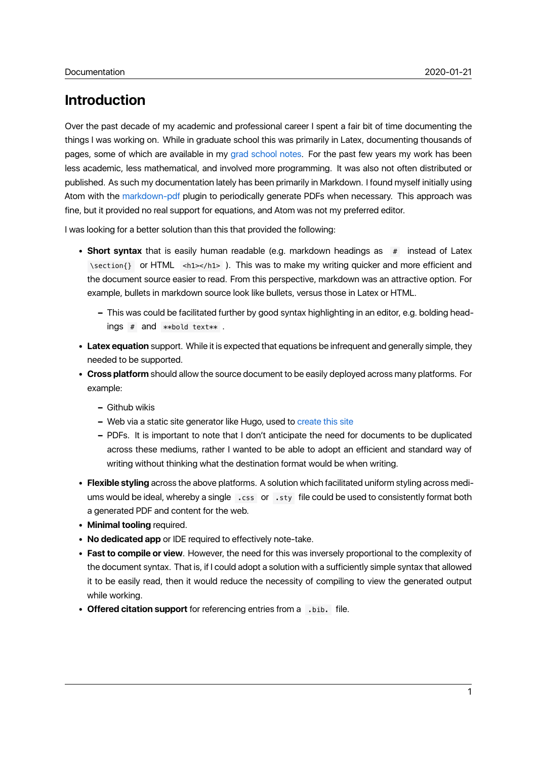# Introduction

Over the past decade of my academic and professional career I spent a fair bit of time documenting the things I was working on. While in graduate school this was primarily in Latex, documenting thousands of pages, some of which are available in my grad school notes. For the past few years my work has been less academic, less mathematical, and involved more programming. It was also not often distributed or published. As such my documentation lately has been primarily in Markdown. I found myself initially using Atom with the markdown-pdf plugin to periodically generate PDFs when necessary. This approach was fine, but it provided no real support for equations, and Atom was not my preferred editor.

I was looking for a better solution than this that provided the following:

- **Short syntax** that is easily human readable (e.g. markdown headings as `#` instead of Latex `\section{}` or HTML `<h1></h1>`). This was to make my writing quicker and more efficient and the document source easier to read. From this perspective, markdown was an attractive option. For example, bullets in markdown source look like bullets, versus those in Latex or HTML.
  - This was could be facilitated further by good syntax highlighting in an editor, e.g. bolding headings `#` and `**bold text**`.
- **Latex equation** support. While it is expected that equations be infrequent and generally simple, they needed to be supported.
- **Cross platform** should allow the source document to be easily deployed across many platforms. For example:
  - Github wikis
  - Web via a static site generator like Hugo, used to create this site
  - PDFs. It is important to note that I don't anticipate the need for documents to be duplicated across these mediums, rather I wanted to be able to adopt an efficient and standard way of writing without thinking what the destination format would be when writing.
- **Flexible styling** across the above platforms. A solution which facilitated uniform styling across mediums would be ideal, whereby a single `.css` or `.sty` file could be used to consistently format both a generated PDF and content for the web.
- **Minimal tooling** required.
- **No dedicated app** or IDE required to effectively note-take.
- **Fast to compile or view**. However, the need for this was inversely proportional to the complexity of the document syntax. That is, if I could adopt a solution with a sufficiently simple syntax that allowed it to be easily read, then it would reduce the necessity of compiling to view the generated output while working.
- **Offered citation support** for referencing entries from a `.bib.` file.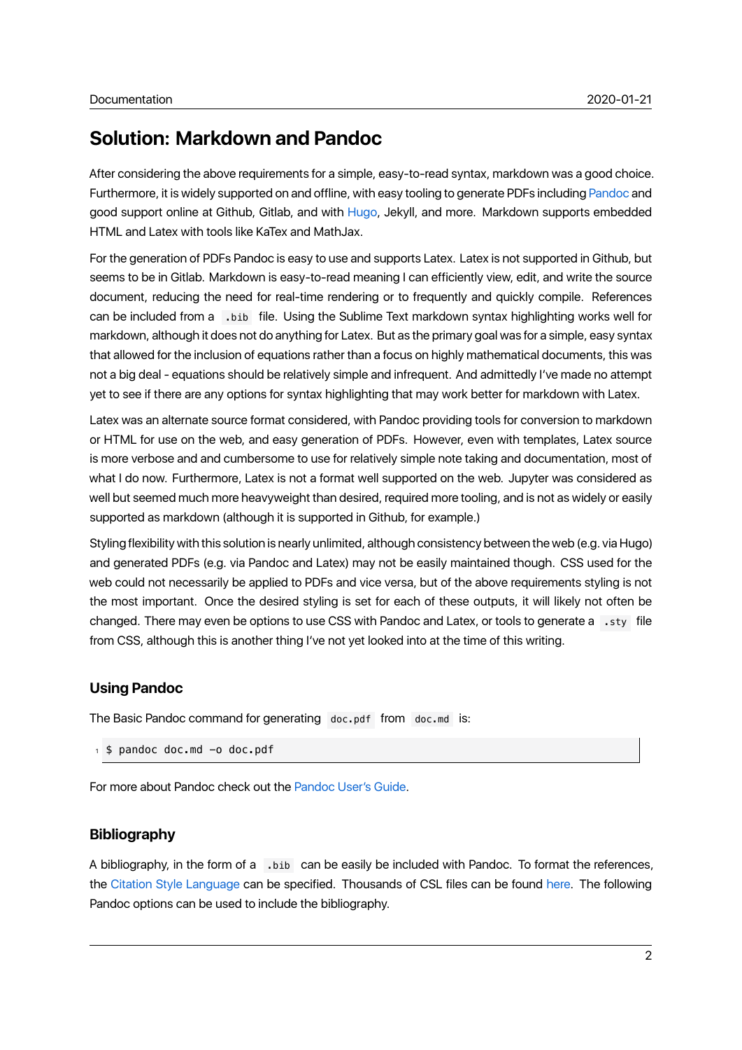## Solution: Markdown and Pandoc

After considering the above requirements for a simple, easy-to-read syntax, markdown was a good choice. Furthermore, it is widely supported on and offline, with easy tooling to generate PDFs including Pandoc and good support online at Github, Gitlab, and with Hugo, Jekyll, and more. Markdown supports embedded HTML and Latex with tools like KaTex and MathJax.

For the generation of PDFs Pandoc is easy to use and supports Latex. Latex is not supported in Github, but seems to be in Gitlab. Markdown is easy-to-read meaning I can efficiently view, edit, and write the source document, reducing the need for real-time rendering or to frequently and quickly compile. References can be included from a `.bib` file. Using the Sublime Text markdown syntax highlighting works well for markdown, although it does not do anything for Latex. But as the primary goal was for a simple, easy syntax that allowed for the inclusion of equations rather than a focus on highly mathematical documents, this was not a big deal - equations should be relatively simple and infrequent. And admittedly I've made no attempt yet to see if there are any options for syntax highlighting that may work better for markdown with Latex.

Latex was an alternate source format considered, with Pandoc providing tools for conversion to markdown or HTML for use on the web, and easy generation of PDFs. However, even with templates, Latex source is more verbose and and cumbersome to use for relatively simple note taking and documentation, most of what I do now. Furthermore, Latex is not a format well supported on the web. Jupyter was considered as well but seemed much more heavyweight than desired, required more tooling, and is not as widely or easily supported as markdown (although it is supported in Github, for example.)

Styling flexibility with this solution is nearly unlimited, although consistency between the web (e.g. via Hugo) and generated PDFs (e.g. via Pandoc and Latex) may not be easily maintained though. CSS used for the web could not necessarily be applied to PDFs and vice versa, but of the above requirements styling is not the most important. Once the desired styling is set for each of these outputs, it will likely not often be changed. There may even be options to use CSS with Pandoc and Latex, or tools to generate a `.sty` file from CSS, although this is another thing I've not yet looked into at the time of this writing.

### Using Pandoc

The Basic Pandoc command for generating `doc.pdf` from `doc.md` is:

```
$ pandoc doc.md -o doc.pdf
```

For more about Pandoc check out the Pandoc User's Guide.

### Bibliography

A bibliography, in the form of a `.bib` can be easily be included with Pandoc. To format the references, the Citation Style Language can be specified. Thousands of CSL files can be found here. The following Pandoc options can be used to include the bibliography.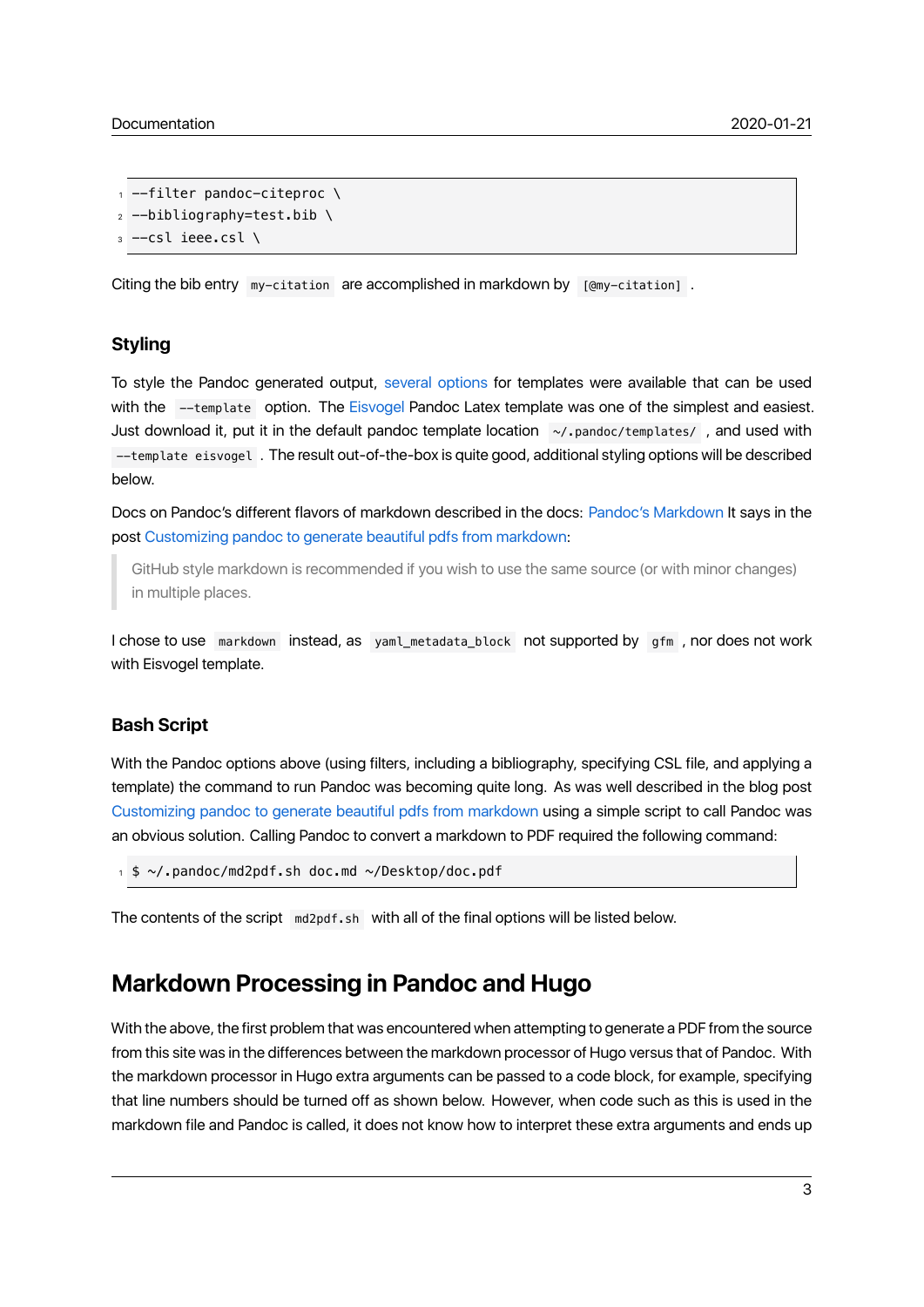```
--filter pandoc-citeproc \
--bibliography=test.bib \
--csl ieee.csl \
```

Citing the bib entry `my-citation` are accomplished in markdown by `[@my-citation]`.

### Styling

To style the Pandoc generated output, several options for templates were available that can be used with the `--template` option. The Eisvogel Pandoc Latex template was one of the simplest and easiest. Just download it, put it in the default pandoc template location `~/.pandoc/templates/`, and used with `--template eisvogel`. The result out-of-the-box is quite good, additional styling options will be described below.

Docs on Pandoc's different flavors of markdown described in the docs: Pandoc's Markdown It says in the post Customizing pandoc to generate beautiful pdfs from markdown:

> GitHub style markdown is recommended if you wish to use the same source (or with minor changes) in multiple places.

I chose to use `markdown` instead, as `yaml_metadata_block` not supported by `gfm`, nor does not work with Eisvogel template.

### Bash Script

With the Pandoc options above (using filters, including a bibliography, specifying CSL file, and applying a template) the command to run Pandoc was becoming quite long. As was well described in the blog post Customizing pandoc to generate beautiful pdfs from markdown using a simple script to call Pandoc was an obvious solution. Calling Pandoc to convert a markdown to PDF required the following command:

```
$ ~/.pandoc/md2pdf.sh doc.md ~/Desktop/doc.pdf
```

The contents of the script `md2pdf.sh` with all of the final options will be listed below.

## Markdown Processing in Pandoc and Hugo

With the above, the first problem that was encountered when attempting to generate a PDF from the source from this site was in the differences between the markdown processor of Hugo versus that of Pandoc. With the markdown processor in Hugo extra arguments can be passed to a code block, for example, specifying that line numbers should be turned off as shown below. However, when code such as this is used in the markdown file and Pandoc is called, it does not know how to interpret these extra arguments and ends up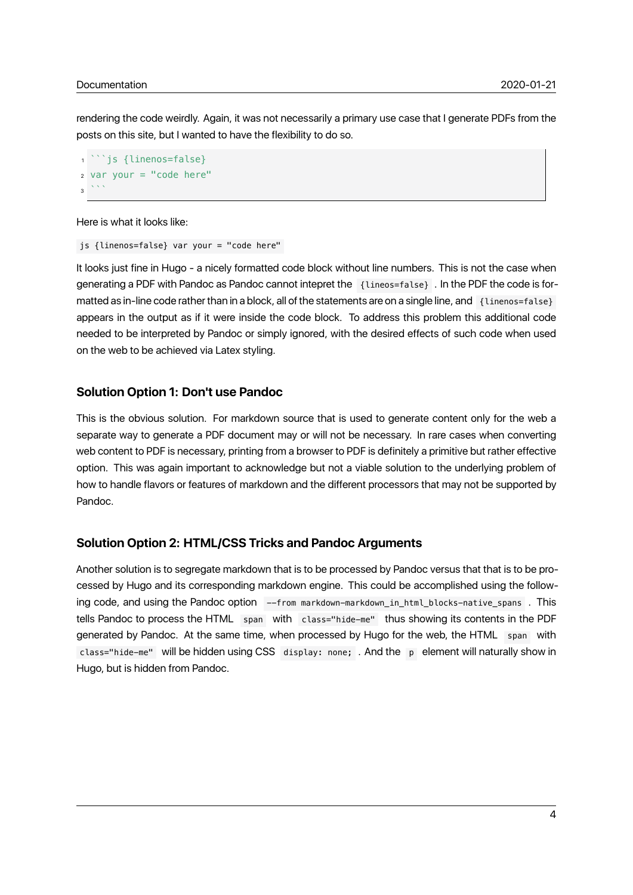rendering the code weirdly. Again, it was not necessarily a primary use case that I generate PDFs from the posts on this site, but I wanted to have the flexibility to do so.

````
```js {linenos=false}
var your = "code here"
```
````

Here is what it looks like:

`js {linenos=false} var your = "code here"`

It looks just fine in Hugo - a nicely formatted code block without line numbers. This is not the case when generating a PDF with Pandoc as Pandoc cannot intepret the `{lineos=false}`. In the PDF the code is formatted as in-line code rather than in a block, all of the statements are on a single line, and `{linenos=false}` appears in the output as if it were inside the code block. To address this problem this additional code needed to be interpreted by Pandoc or simply ignored, with the desired effects of such code when used on the web to be achieved via Latex styling.

### Solution Option 1: Don't use Pandoc

This is the obvious solution. For markdown source that is used to generate content only for the web a separate way to generate a PDF document may or will not be necessary. In rare cases when converting web content to PDF is necessary, printing from a browser to PDF is definitely a primitive but rather effective option. This was again important to acknowledge but not a viable solution to the underlying problem of how to handle flavors or features of markdown and the different processors that may not be supported by Pandoc.

### Solution Option 2: HTML/CSS Tricks and Pandoc Arguments

Another solution is to segregate markdown that is to be processed by Pandoc versus that that is to be processed by Hugo and its corresponding markdown engine. This could be accomplished using the following code, and using the Pandoc option `--from markdown-markdown_in_html_blocks-native_spans`. This tells Pandoc to process the HTML `span` with `class="hide-me"` thus showing its contents in the PDF generated by Pandoc. At the same time, when processed by Hugo for the web, the HTML `span` with `class="hide-me"` will be hidden using CSS `display: none;`. And the `p` element will naturally show in Hugo, but is hidden from Pandoc.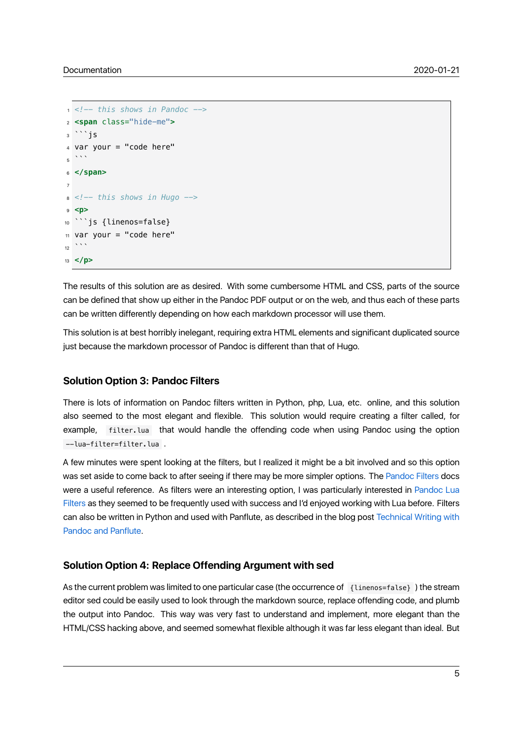```html
<!-- this shows in Pandoc -->
<span class="hide-me">
```js
var your = "code here"
```
</span>

<!-- this shows in Hugo -->
<p>
```js {linenos=false}
var your = "code here"
```
</p>
```

The results of this solution are as desired. With some cumbersome HTML and CSS, parts of the source can be defined that show up either in the Pandoc PDF output or on the web, and thus each of these parts can be written differently depending on how each markdown processor will use them.

This solution is at best horribly inelegant, requiring extra HTML elements and significant duplicated source just because the markdown processor of Pandoc is different than that of Hugo.

### Solution Option 3: Pandoc Filters

There is lots of information on Pandoc filters written in Python, php, Lua, etc. online, and this solution also seemed to the most elegant and flexible. This solution would require creating a filter called, for example, `filter.lua` that would handle the offending code when using Pandoc using the option `--lua-filter=filter.lua`.

A few minutes were spent looking at the filters, but I realized it might be a bit involved and so this option was set aside to come back to after seeing if there may be more simpler options. The Pandoc Filters docs were a useful reference. As filters were an interesting option, I was particularly interested in Pandoc Lua Filters as they seemed to be frequently used with success and I'd enjoyed working with Lua before. Filters can also be written in Python and used with Panflute, as described in the blog post Technical Writing with Pandoc and Panflute.

### Solution Option 4: Replace Offending Argument with sed

As the current problem was limited to one particular case (the occurrence of `{linenos=false}`) the stream editor sed could be easily used to look through the markdown source, replace offending code, and plumb the output into Pandoc. This way was very fast to understand and implement, more elegant than the HTML/CSS hacking above, and seemed somewhat flexible although it was far less elegant than ideal. But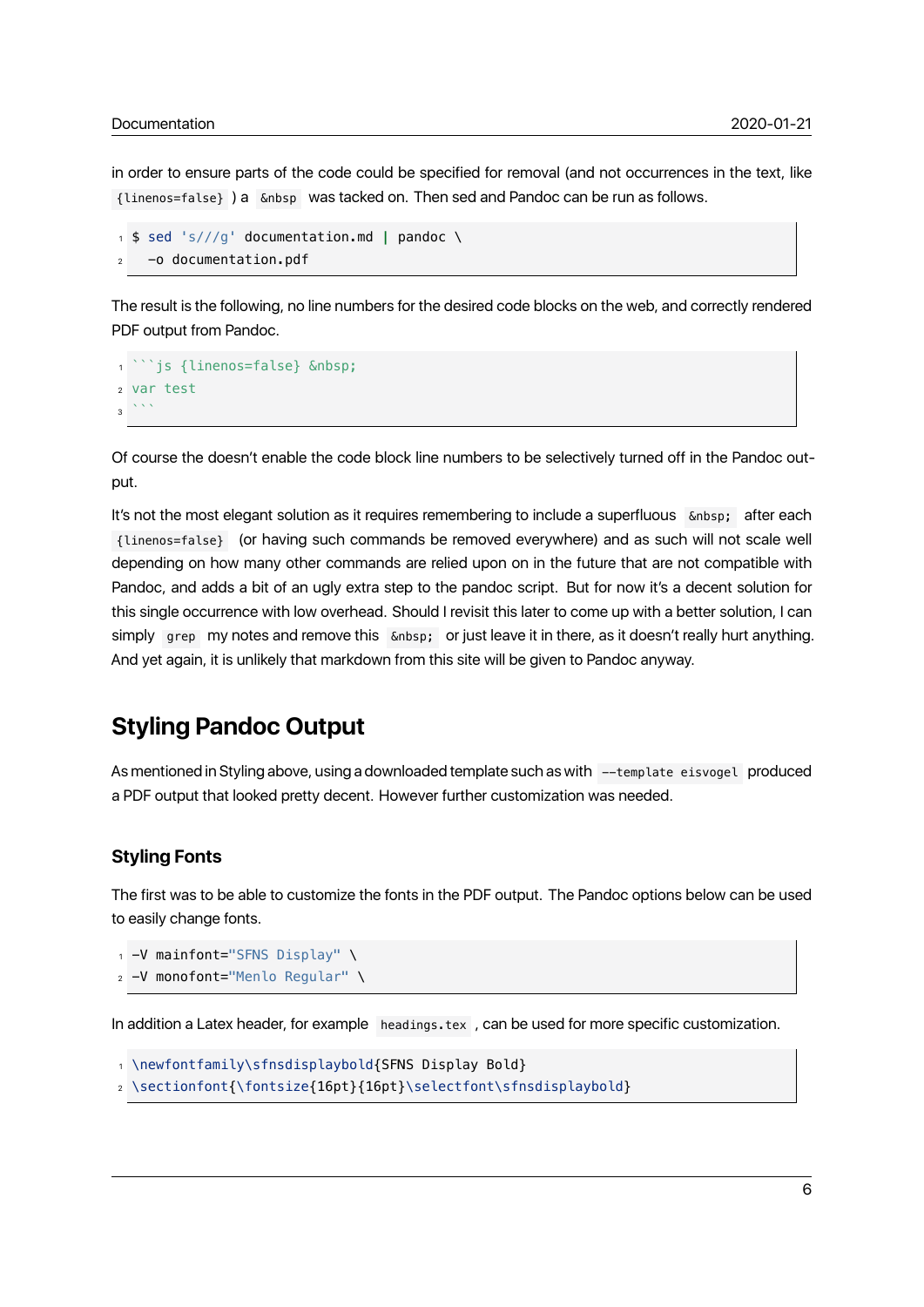in order to ensure parts of the code could be specified for removal (and not occurrences in the text, like `{linenos=false}` ) a `&nbsp` was tacked on. Then sed and Pandoc can be run as follows.

```
$ sed 's///g' documentation.md | pandoc \
  -o documentation.pdf
```

The result is the following, no line numbers for the desired code blocks on the web, and correctly rendered PDF output from Pandoc.

```
```js {linenos=false} &nbsp;
var test
```
```

Of course the doesn't enable the code block line numbers to be selectively turned off in the Pandoc output.

It's not the most elegant solution as it requires remembering to include a superfluous `&nbsp;` after each `{linenos=false}` (or having such commands be removed everywhere) and as such will not scale well depending on how many other commands are relied upon on in the future that are not compatible with Pandoc, and adds a bit of an ugly extra step to the pandoc script. But for now it's a decent solution for this single occurrence with low overhead. Should I revisit this later to come up with a better solution, I can simply `grep` my notes and remove this `&nbsp;` or just leave it in there, as it doesn't really hurt anything. And yet again, it is unlikely that markdown from this site will be given to Pandoc anyway.

## Styling Pandoc Output

As mentioned in Styling above, using a downloaded template such as with `--template eisvogel` produced a PDF output that looked pretty decent. However further customization was needed.

### Styling Fonts

The first was to be able to customize the fonts in the PDF output. The Pandoc options below can be used to easily change fonts.

```
-V mainfont="SFNS Display" \
-V monofont="Menlo Regular" \
```

In addition a Latex header, for example `headings.tex` , can be used for more specific customization.

```
\newfontfamily\sfnsdisplaybold{SFNS Display Bold}
\sectionfont{\fontsize{16pt}{16pt}\selectfont\sfnsdisplaybold}
```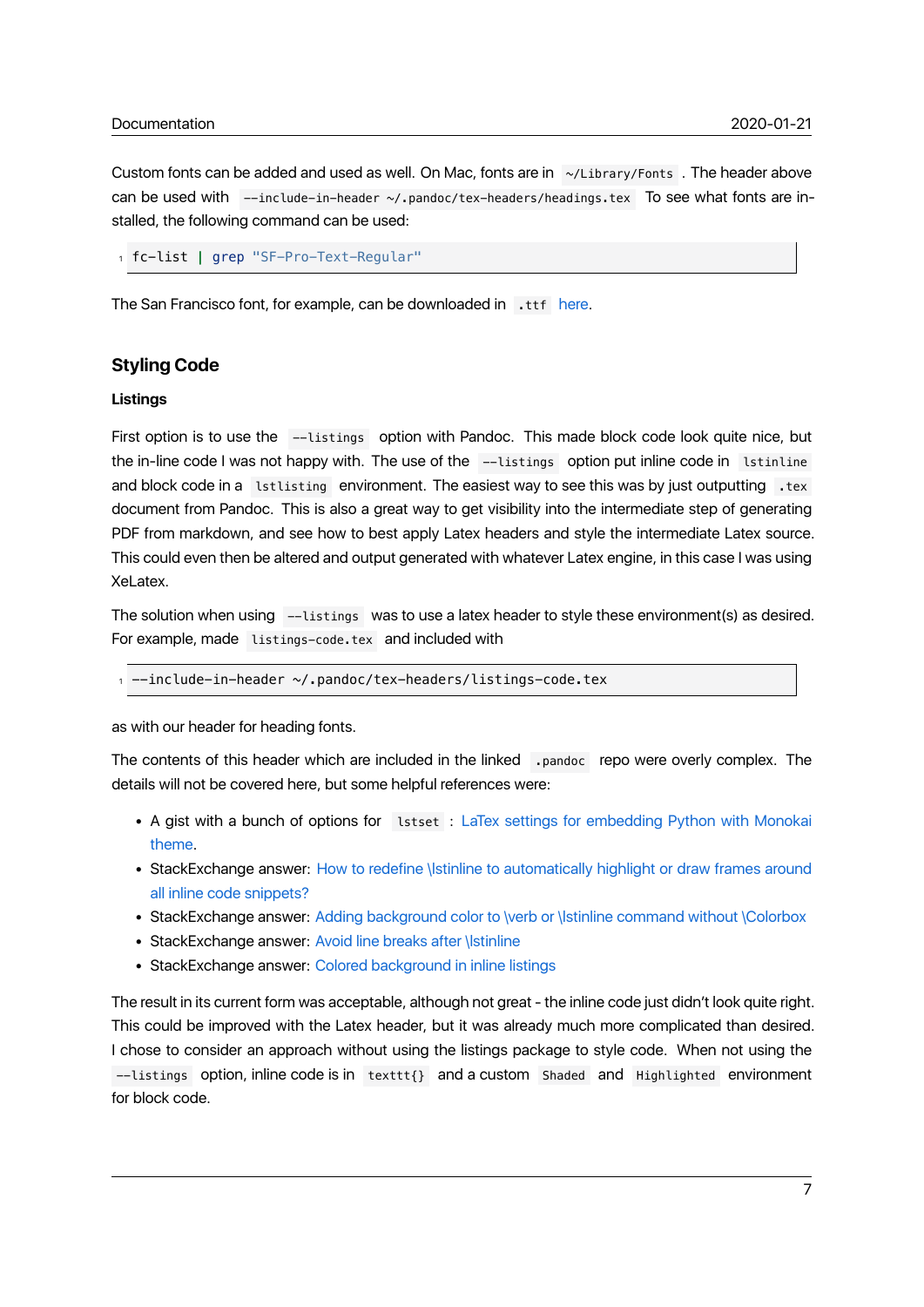Custom fonts can be added and used as well. On Mac, fonts are in `~/Library/Fonts`. The header above can be used with `--include-in-header ~/.pandoc/tex-headers/headings.tex` To see what fonts are installed, the following command can be used:

```
fc-list | grep "SF-Pro-Text-Regular"
```

The San Francisco font, for example, can be downloaded in `.ttf` here.

## Styling Code

### Listings

First option is to use the `--listings` option with Pandoc. This made block code look quite nice, but the in-line code I was not happy with. The use of the `--listings` option put inline code in `lstinline` and block code in a `lstlisting` environment. The easiest way to see this was by just outputting `.tex` document from Pandoc. This is also a great way to get visibility into the intermediate step of generating PDF from markdown, and see how to best apply Latex headers and style the intermediate Latex source. This could even then be altered and output generated with whatever Latex engine, in this case I was using XeLatex.

The solution when using `--listings` was to use a latex header to style these environment(s) as desired. For example, made `listings-code.tex` and included with

```
--include-in-header ~/.pandoc/tex-headers/listings-code.tex
```

as with our header for heading fonts.

The contents of this header which are included in the linked `.pandoc` repo were overly complex. The details will not be covered here, but some helpful references were:

- A gist with a bunch of options for `lstset`: LaTex settings for embedding Python with Monokai theme.
- StackExchange answer: How to redefine \lstinline to automatically highlight or draw frames around all inline code snippets?
- StackExchange answer: Adding background color to \verb or \lstinline command without \Colorbox
- StackExchange answer: Avoid line breaks after \lstinline
- StackExchange answer: Colored background in inline listings

The result in its current form was acceptable, although not great - the inline code just didn't look quite right. This could be improved with the Latex header, but it was already much more complicated than desired. I chose to consider an approach without using the listings package to style code. When not using the `--listings` option, inline code is in `texttt{}` and a custom `Shaded` and `Highlighted` environment for block code.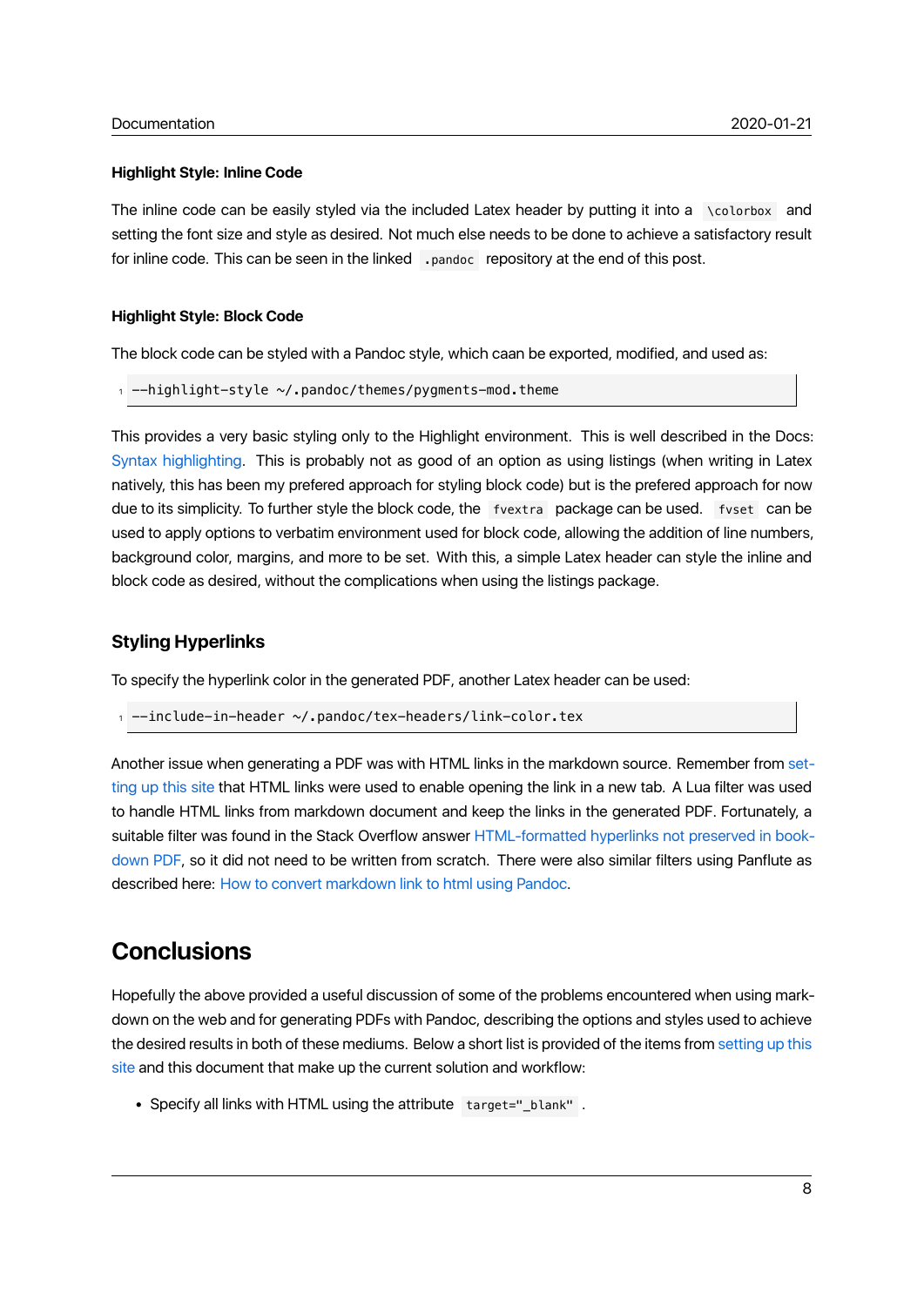#### Highlight Style: Inline Code

The inline code can be easily styled via the included Latex header by putting it into a `\colorbox` and setting the font size and style as desired. Not much else needs to be done to achieve a satisfactory result for inline code. This can be seen in the linked `.pandoc` repository at the end of this post.

#### Highlight Style: Block Code

The block code can be styled with a Pandoc style, which caan be exported, modified, and used as:

```
--highlight-style ~/.pandoc/themes/pygments-mod.theme
```

This provides a very basic styling only to the Highlight environment. This is well described in the Docs: Syntax highlighting. This is probably not as good of an option as using listings (when writing in Latex natively, this has been my prefered approach for styling block code) but is the prefered approach for now due to its simplicity. To further style the block code, the `fvextra` package can be used. `fvset` can be used to apply options to verbatim environment used for block code, allowing the addition of line numbers, background color, margins, and more to be set. With this, a simple Latex header can style the inline and block code as desired, without the complications when using the listings package.

### Styling Hyperlinks

To specify the hyperlink color in the generated PDF, another Latex header can be used:

```
--include-in-header ~/.pandoc/tex-headers/link-color.tex
```

Another issue when generating a PDF was with HTML links in the markdown source. Remember from setting up this site that HTML links were used to enable opening the link in a new tab. A Lua filter was used to handle HTML links from markdown document and keep the links in the generated PDF. Fortunately, a suitable filter was found in the Stack Overflow answer HTML-formatted hyperlinks not preserved in bookdown PDF, so it did not need to be written from scratch. There were also similar filters using Panflute as described here: How to convert markdown link to html using Pandoc.

## Conclusions

Hopefully the above provided a useful discussion of some of the problems encountered when using markdown on the web and for generating PDFs with Pandoc, describing the options and styles used to achieve the desired results in both of these mediums. Below a short list is provided of the items from setting up this site and this document that make up the current solution and workflow:

- Specify all links with HTML using the attribute `target="_blank"`.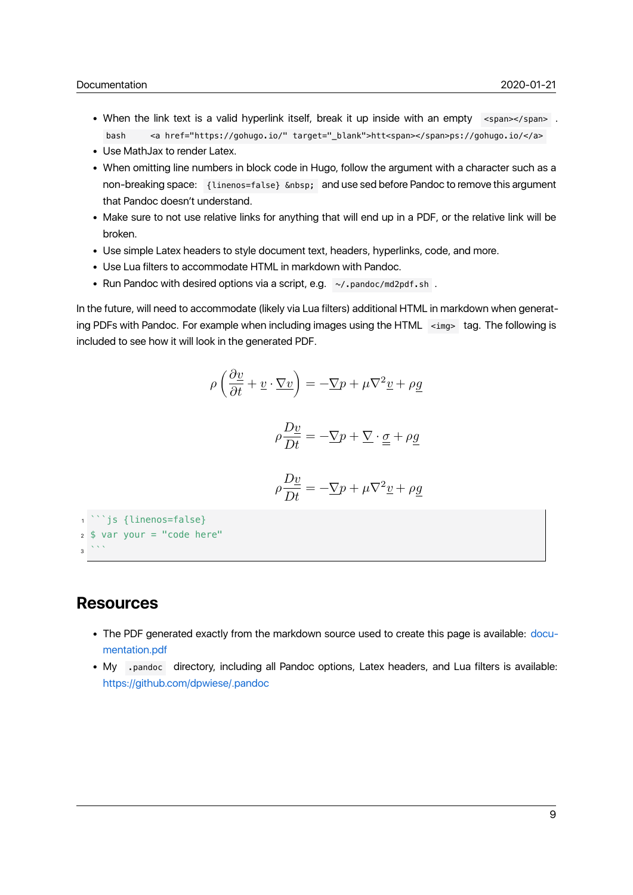- When the link text is a valid hyperlink itself, break it up inside with an empty `<span></span>`. `bash <a href="https://gohugo.io/" target="_blank">htt<span></span>ps://gohugo.io/</a>`
- Use MathJax to render Latex.
- When omitting line numbers in block code in Hugo, follow the argument with a character such as a non-breaking space: `{linenos=false} &nbsp;` and use sed before Pandoc to remove this argument that Pandoc doesn't understand.
- Make sure to not use relative links for anything that will end up in a PDF, or the relative link will be broken.
- Use simple Latex headers to style document text, headers, hyperlinks, code, and more.
- Use Lua filters to accommodate HTML in markdown with Pandoc.
- Run Pandoc with desired options via a script, e.g. `~/.pandoc/md2pdf.sh`.

In the future, will need to accommodate (likely via Lua filters) additional HTML in markdown when generating PDFs with Pandoc. For example when including images using the HTML `<img>` tag. The following is included to see how it will look in the generated PDF.

$$\rho\left(\frac{\partial \underline{v}}{\partial t}+\underline{v}\cdot\underline{\nabla v}\right)=-\underline{\nabla p}+\mu\nabla^{2}\underline{v}+\rho\underline{g}$$

$$\rho\frac{D\underline{v}}{Dt}=-\underline{\nabla p}+\underline{\nabla}\cdot\underline{\underline{\sigma}}+\rho\underline{g}$$

$$\rho\frac{D\underline{v}}{Dt}=-\underline{\nabla p}+\mu\nabla^{2}\underline{v}+\rho\underline{g}$$

````
```js {linenos=false}
$ var your = "code here"
```
````

## Resources

- The PDF generated exactly from the markdown source used to create this page is available: documentation.pdf
- My `.pandoc` directory, including all Pandoc options, Latex headers, and Lua filters is available: https://github.com/dpwiese/.pandoc